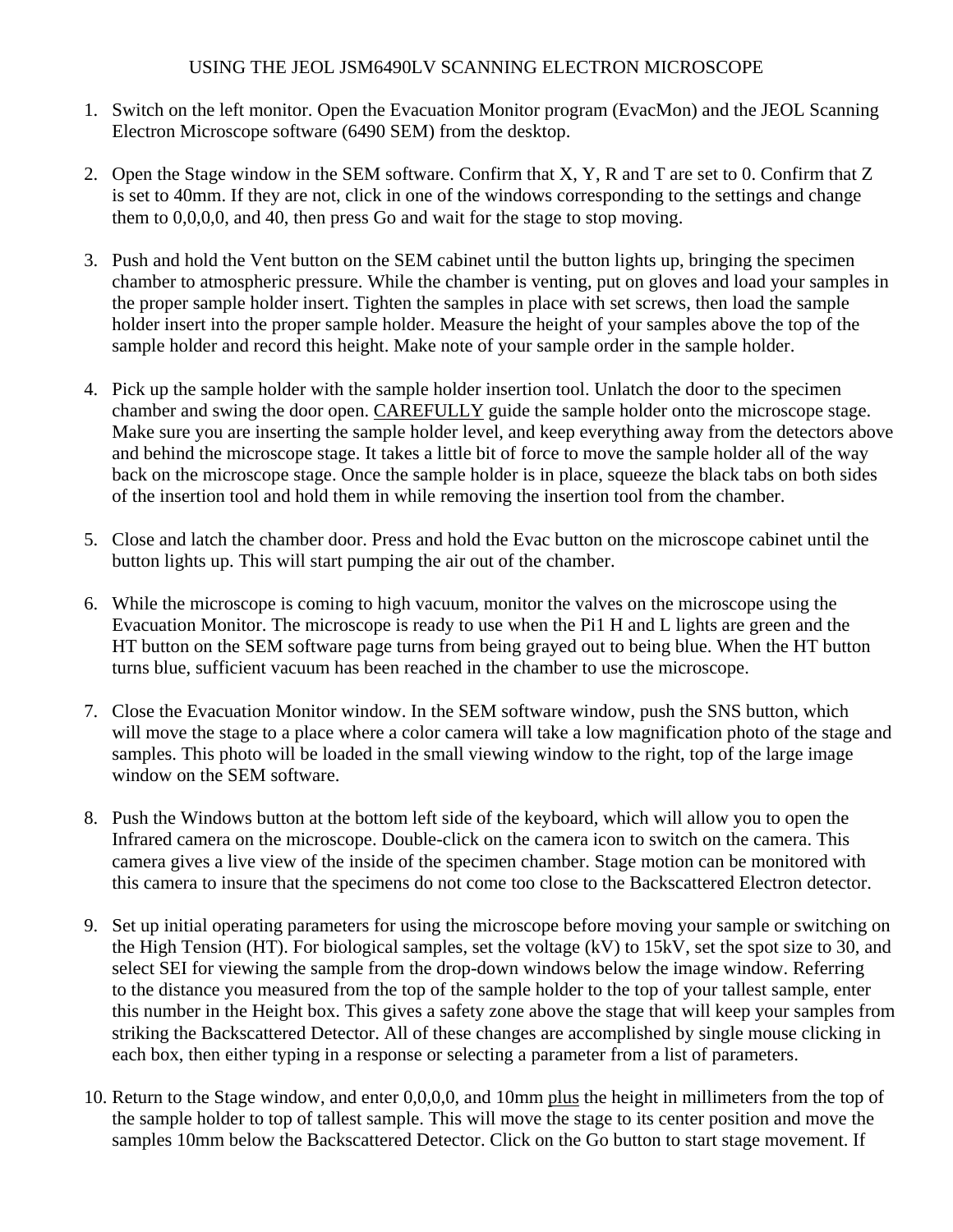# USING THE JEOL JSM6490LV SCANNING ELECTRON MICROSCOPE

1. Switch on the left monitor. Open the Evacuation Monitor program (EvacMon) and the JEOL Scanning Electron Microscope software (6490 SEM) from the desktop.

2. Open the Stage window in the SEM software. Confirm that X, Y, R and T are set to 0. Confirm that Z is set to 40mm. If they are not, click in one of the windows corresponding to the settings and change them to 0,0,0,0, and 40, then press Go and wait for the stage to stop moving.

3. Push and hold the Vent button on the SEM cabinet until the button lights up, bringing the specimen chamber to atmospheric pressure. While the chamber is venting, put on gloves and load your samples in the proper sample holder insert. Tighten the samples in place with set screws, then load the sample holder insert into the proper sample holder. Measure the height of your samples above the top of the sample holder and record this height. Make note of your sample order in the sample holder.

4. Pick up the sample holder with the sample holder insertion tool. Unlatch the door to the specimen chamber and swing the door open. <u>CAREFULLY</u> guide the sample holder onto the microscope stage. Make sure you are inserting the sample holder level, and keep everything away from the detectors above and behind the microscope stage. It takes a little bit of force to move the sample holder all of the way back on the microscope stage. Once the sample holder is in place, squeeze the black tabs on both sides of the insertion tool and hold them in while removing the insertion tool from the chamber.

5. Close and latch the chamber door. Press and hold the Evac button on the microscope cabinet until the button lights up. This will start pumping the air out of the chamber.

6. While the microscope is coming to high vacuum, monitor the valves on the microscope using the Evacuation Monitor. The microscope is ready to use when the Pi1 H and L lights are green and the HT button on the SEM software page turns from being grayed out to being blue. When the HT button turns blue, sufficient vacuum has been reached in the chamber to use the microscope.

7. Close the Evacuation Monitor window. In the SEM software window, push the SNS button, which will move the stage to a place where a color camera will take a low magnification photo of the stage and samples. This photo will be loaded in the small viewing window to the right, top of the large image window on the SEM software.

8. Push the Windows button at the bottom left side of the keyboard, which will allow you to open the Infrared camera on the microscope. Double-click on the camera icon to switch on the camera. This camera gives a live view of the inside of the specimen chamber. Stage motion can be monitored with this camera to insure that the specimens do not come too close to the Backscattered Electron detector.

9. Set up initial operating parameters for using the microscope before moving your sample or switching on the High Tension (HT). For biological samples, set the voltage (kV) to 15kV, set the spot size to 30, and select SEI for viewing the sample from the drop-down windows below the image window. Referring to the distance you measured from the top of the sample holder to the top of your tallest sample, enter this number in the Height box. This gives a safety zone above the stage that will keep your samples from striking the Backscattered Detector. All of these changes are accomplished by single mouse clicking in each box, then either typing in a response or selecting a parameter from a list of parameters.

10. Return to the Stage window, and enter 0,0,0,0, and 10mm <u>plus</u> the height in millimeters from the top of the sample holder to top of tallest sample. This will move the stage to its center position and move the samples 10mm below the Backscattered Detector. Click on the Go button to start stage movement. If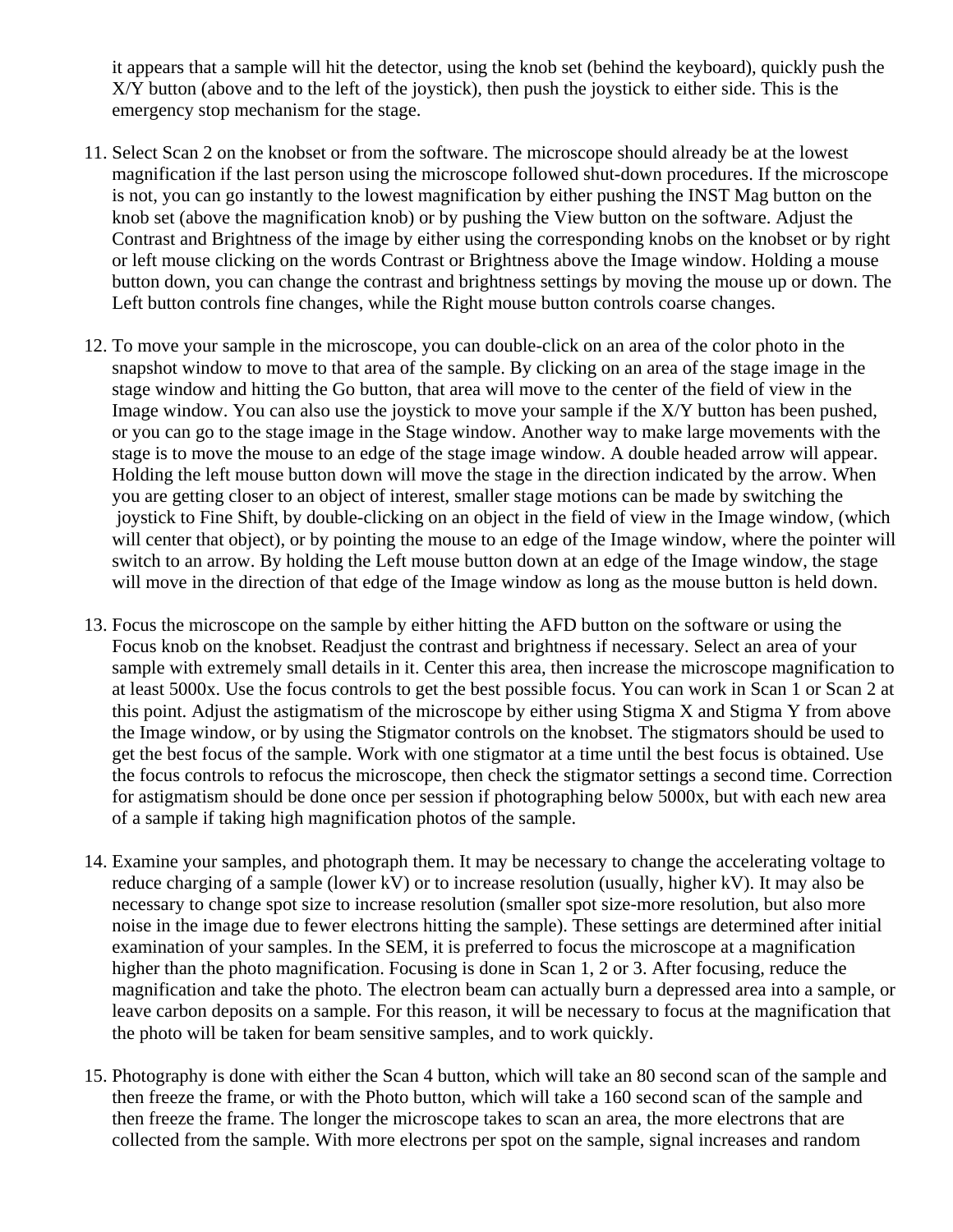it appears that a sample will hit the detector, using the knob set (behind the keyboard), quickly push the X/Y button (above and to the left of the joystick), then push the joystick to either side. This is the emergency stop mechanism for the stage.

11. Select Scan 2 on the knobset or from the software. The microscope should already be at the lowest magnification if the last person using the microscope followed shut-down procedures. If the microscope is not, you can go instantly to the lowest magnification by either pushing the INST Mag button on the knob set (above the magnification knob) or by pushing the View button on the software. Adjust the Contrast and Brightness of the image by either using the corresponding knobs on the knobset or by right or left mouse clicking on the words Contrast or Brightness above the Image window. Holding a mouse button down, you can change the contrast and brightness settings by moving the mouse up or down. The Left button controls fine changes, while the Right mouse button controls coarse changes.

12. To move your sample in the microscope, you can double-click on an area of the color photo in the snapshot window to move to that area of the sample. By clicking on an area of the stage image in the stage window and hitting the Go button, that area will move to the center of the field of view in the Image window. You can also use the joystick to move your sample if the X/Y button has been pushed, or you can go to the stage image in the Stage window. Another way to make large movements with the stage is to move the mouse to an edge of the stage image window. A double headed arrow will appear. Holding the left mouse button down will move the stage in the direction indicated by the arrow. When you are getting closer to an object of interest, smaller stage motions can be made by switching the joystick to Fine Shift, by double-clicking on an object in the field of view in the Image window, (which will center that object), or by pointing the mouse to an edge of the Image window, where the pointer will switch to an arrow. By holding the Left mouse button down at an edge of the Image window, the stage will move in the direction of that edge of the Image window as long as the mouse button is held down.

13. Focus the microscope on the sample by either hitting the AFD button on the software or using the Focus knob on the knobset. Readjust the contrast and brightness if necessary. Select an area of your sample with extremely small details in it. Center this area, then increase the microscope magnification to at least 5000x. Use the focus controls to get the best possible focus. You can work in Scan 1 or Scan 2 at this point. Adjust the astigmatism of the microscope by either using Stigma X and Stigma Y from above the Image window, or by using the Stigmator controls on the knobset. The stigmators should be used to get the best focus of the sample. Work with one stigmator at a time until the best focus is obtained. Use the focus controls to refocus the microscope, then check the stigmator settings a second time. Correction for astigmatism should be done once per session if photographing below 5000x, but with each new area of a sample if taking high magnification photos of the sample.

14. Examine your samples, and photograph them. It may be necessary to change the accelerating voltage to reduce charging of a sample (lower kV) or to increase resolution (usually, higher kV). It may also be necessary to change spot size to increase resolution (smaller spot size-more resolution, but also more noise in the image due to fewer electrons hitting the sample). These settings are determined after initial examination of your samples. In the SEM, it is preferred to focus the microscope at a magnification higher than the photo magnification. Focusing is done in Scan 1, 2 or 3. After focusing, reduce the magnification and take the photo. The electron beam can actually burn a depressed area into a sample, or leave carbon deposits on a sample. For this reason, it will be necessary to focus at the magnification that the photo will be taken for beam sensitive samples, and to work quickly.

15. Photography is done with either the Scan 4 button, which will take an 80 second scan of the sample and then freeze the frame, or with the Photo button, which will take a 160 second scan of the sample and then freeze the frame. The longer the microscope takes to scan an area, the more electrons that are collected from the sample. With more electrons per spot on the sample, signal increases and random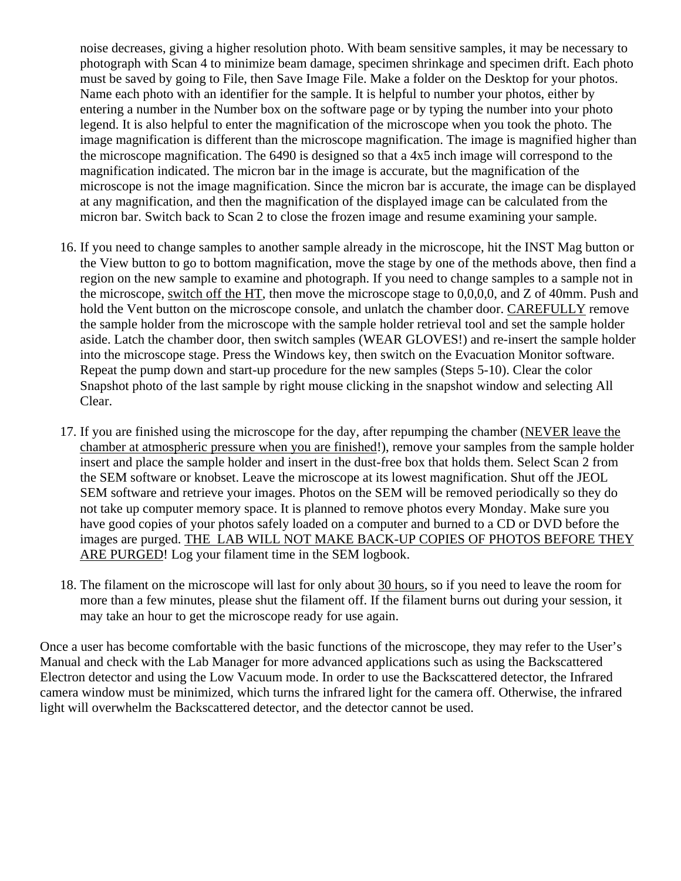noise decreases, giving a higher resolution photo. With beam sensitive samples, it may be necessary to photograph with Scan 4 to minimize beam damage, specimen shrinkage and specimen drift. Each photo must be saved by going to File, then Save Image File. Make a folder on the Desktop for your photos. Name each photo with an identifier for the sample. It is helpful to number your photos, either by entering a number in the Number box on the software page or by typing the number into your photo legend. It is also helpful to enter the magnification of the microscope when you took the photo. The image magnification is different than the microscope magnification. The image is magnified higher than the microscope magnification. The 6490 is designed so that a 4x5 inch image will correspond to the magnification indicated. The micron bar in the image is accurate, but the magnification of the microscope is not the image magnification. Since the micron bar is accurate, the image can be displayed at any magnification, and then the magnification of the displayed image can be calculated from the micron bar. Switch back to Scan 2 to close the frozen image and resume examining your sample.

16. If you need to change samples to another sample already in the microscope, hit the INST Mag button or the View button to go to bottom magnification, move the stage by one of the methods above, then find a region on the new sample to examine and photograph. If you need to change samples to a sample not in the microscope, <u>switch off the HT</u>, then move the microscope stage to 0,0,0,0, and Z of 40mm. Push and hold the Vent button on the microscope console, and unlatch the chamber door. <u>CAREFULLY</u> remove the sample holder from the microscope with the sample holder retrieval tool and set the sample holder aside. Latch the chamber door, then switch samples (WEAR GLOVES!) and re-insert the sample holder into the microscope stage. Press the Windows key, then switch on the Evacuation Monitor software. Repeat the pump down and start-up procedure for the new samples (Steps 5-10). Clear the color Snapshot photo of the last sample by right mouse clicking in the snapshot window and selecting All Clear.

17. If you are finished using the microscope for the day, after repumping the chamber (<u>NEVER leave the chamber at atmospheric pressure when you are finished</u>!), remove your samples from the sample holder insert and place the sample holder and insert in the dust-free box that holds them. Select Scan 2 from the SEM software or knobset. Leave the microscope at its lowest magnification. Shut off the JEOL SEM software and retrieve your images. Photos on the SEM will be removed periodically so they do not take up computer memory space. It is planned to remove photos every Monday. Make sure you have good copies of your photos safely loaded on a computer and burned to a CD or DVD before the images are purged. <u>THE LAB WILL NOT MAKE BACK-UP COPIES OF PHOTOS BEFORE THEY ARE PURGED</u>! Log your filament time in the SEM logbook.

18. The filament on the microscope will last for only about <u>30 hours</u>, so if you need to leave the room for more than a few minutes, please shut the filament off. If the filament burns out during your session, it may take an hour to get the microscope ready for use again.

Once a user has become comfortable with the basic functions of the microscope, they may refer to the User's Manual and check with the Lab Manager for more advanced applications such as using the Backscattered Electron detector and using the Low Vacuum mode. In order to use the Backscattered detector, the Infrared camera window must be minimized, which turns the infrared light for the camera off. Otherwise, the infrared light will overwhelm the Backscattered detector, and the detector cannot be used.